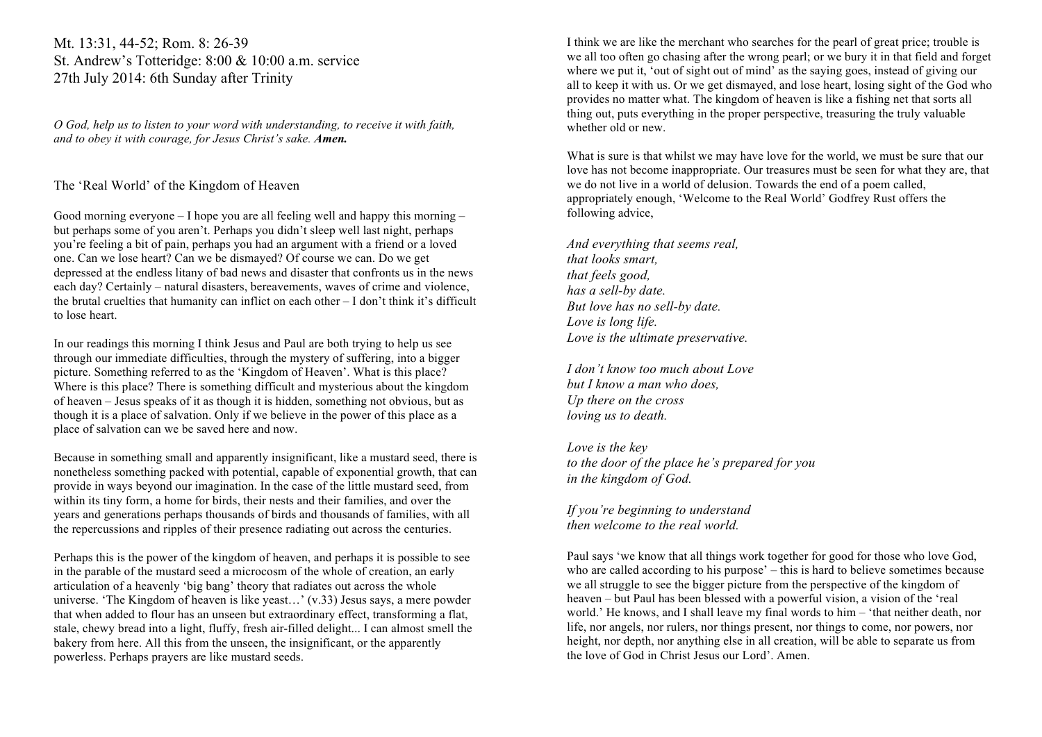Mt. 13:31, 44-52; Rom. 8: 26-39
St. Andrew's Totteridge: 8:00 & 10:00 a.m. service
27th July 2014: 6th Sunday after Trinity

*O God, help us to listen to your word with understanding, to receive it with faith, and to obey it with courage, for Jesus Christ's sake.* ***Amen.***

## The 'Real World' of the Kingdom of Heaven

Good morning everyone – I hope you are all feeling well and happy this morning – but perhaps some of you aren't. Perhaps you didn't sleep well last night, perhaps you're feeling a bit of pain, perhaps you had an argument with a friend or a loved one. Can we lose heart? Can we be dismayed? Of course we can. Do we get depressed at the endless litany of bad news and disaster that confronts us in the news each day? Certainly – natural disasters, bereavements, waves of crime and violence, the brutal cruelties that humanity can inflict on each other – I don't think it's difficult to lose heart.

In our readings this morning I think Jesus and Paul are both trying to help us see through our immediate difficulties, through the mystery of suffering, into a bigger picture. Something referred to as the 'Kingdom of Heaven'. What is this place? Where is this place? There is something difficult and mysterious about the kingdom of heaven – Jesus speaks of it as though it is hidden, something not obvious, but as though it is a place of salvation. Only if we believe in the power of this place as a place of salvation can we be saved here and now.

Because in something small and apparently insignificant, like a mustard seed, there is nonetheless something packed with potential, capable of exponential growth, that can provide in ways beyond our imagination. In the case of the little mustard seed, from within its tiny form, a home for birds, their nests and their families, and over the years and generations perhaps thousands of birds and thousands of families, with all the repercussions and ripples of their presence radiating out across the centuries.

Perhaps this is the power of the kingdom of heaven, and perhaps it is possible to see in the parable of the mustard seed a microcosm of the whole of creation, an early articulation of a heavenly 'big bang' theory that radiates out across the whole universe. 'The Kingdom of heaven is like yeast…' (v.33) Jesus says, a mere powder that when added to flour has an unseen but extraordinary effect, transforming a flat, stale, chewy bread into a light, fluffy, fresh air-filled delight... I can almost smell the bakery from here. All this from the unseen, the insignificant, or the apparently powerless. Perhaps prayers are like mustard seeds.

I think we are like the merchant who searches for the pearl of great price; trouble is we all too often go chasing after the wrong pearl; or we bury it in that field and forget where we put it, 'out of sight out of mind' as the saying goes, instead of giving our all to keep it with us. Or we get dismayed, and lose heart, losing sight of the God who provides no matter what. The kingdom of heaven is like a fishing net that sorts all thing out, puts everything in the proper perspective, treasuring the truly valuable whether old or new.

What is sure is that whilst we may have love for the world, we must be sure that our love has not become inappropriate. Our treasures must be seen for what they are, that we do not live in a world of delusion. Towards the end of a poem called, appropriately enough, 'Welcome to the Real World' Godfrey Rust offers the following advice,

*And everything that seems real,*
*that looks smart,*
*that feels good,*
*has a sell-by date.*
*But love has no sell-by date.*
*Love is long life.*
*Love is the ultimate preservative.*

*I don't know too much about Love*
*but I know a man who does,*
*Up there on the cross*
*loving us to death.*

*Love is the key*
*to the door of the place he's prepared for you*
*in the kingdom of God.*

*If you're beginning to understand*
*then welcome to the real world.*

Paul says 'we know that all things work together for good for those who love God, who are called according to his purpose' – this is hard to believe sometimes because we all struggle to see the bigger picture from the perspective of the kingdom of heaven – but Paul has been blessed with a powerful vision, a vision of the 'real world.' He knows, and I shall leave my final words to him – 'that neither death, nor life, nor angels, nor rulers, nor things present, nor things to come, nor powers, nor height, nor depth, nor anything else in all creation, will be able to separate us from the love of God in Christ Jesus our Lord'. Amen.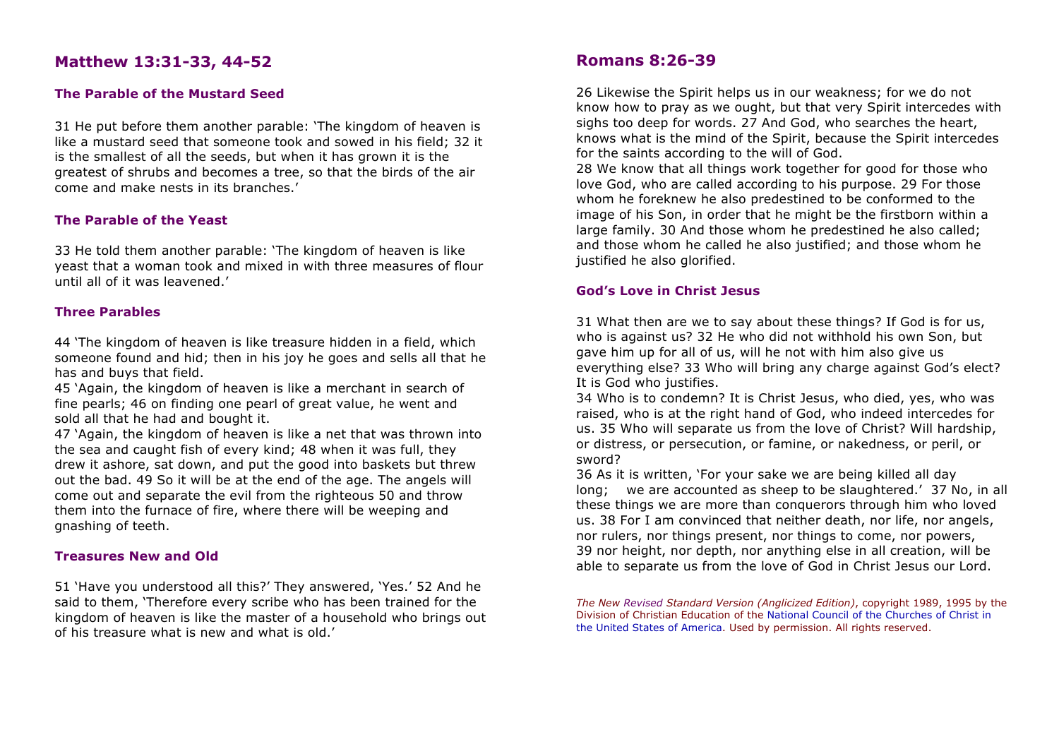## Matthew 13:31-33, 44-52

### The Parable of the Mustard Seed

31 He put before them another parable: 'The kingdom of heaven is like a mustard seed that someone took and sowed in his field; 32 it is the smallest of all the seeds, but when it has grown it is the greatest of shrubs and becomes a tree, so that the birds of the air come and make nests in its branches.'

### The Parable of the Yeast

33 He told them another parable: 'The kingdom of heaven is like yeast that a woman took and mixed in with three measures of flour until all of it was leavened.'

### Three Parables

44 'The kingdom of heaven is like treasure hidden in a field, which someone found and hid; then in his joy he goes and sells all that he has and buys that field.
45 'Again, the kingdom of heaven is like a merchant in search of fine pearls; 46 on finding one pearl of great value, he went and sold all that he had and bought it.
47 'Again, the kingdom of heaven is like a net that was thrown into the sea and caught fish of every kind; 48 when it was full, they drew it ashore, sat down, and put the good into baskets but threw out the bad. 49 So it will be at the end of the age. The angels will come out and separate the evil from the righteous 50 and throw them into the furnace of fire, where there will be weeping and gnashing of teeth.

### Treasures New and Old

51 'Have you understood all this?' They answered, 'Yes.' 52 And he said to them, 'Therefore every scribe who has been trained for the kingdom of heaven is like the master of a household who brings out of his treasure what is new and what is old.'

## Romans 8:26-39

26 Likewise the Spirit helps us in our weakness; for we do not know how to pray as we ought, but that very Spirit intercedes with sighs too deep for words. 27 And God, who searches the heart, knows what is the mind of the Spirit, because the Spirit intercedes for the saints according to the will of God.
28 We know that all things work together for good for those who love God, who are called according to his purpose. 29 For those whom he foreknew he also predestined to be conformed to the image of his Son, in order that he might be the firstborn within a large family. 30 And those whom he predestined he also called; and those whom he called he also justified; and those whom he justified he also glorified.

### God's Love in Christ Jesus

31 What then are we to say about these things? If God is for us, who is against us? 32 He who did not withhold his own Son, but gave him up for all of us, will he not with him also give us everything else? 33 Who will bring any charge against God's elect? It is God who justifies.
34 Who is to condemn? It is Christ Jesus, who died, yes, who was raised, who is at the right hand of God, who indeed intercedes for us. 35 Who will separate us from the love of Christ? Will hardship, or distress, or persecution, or famine, or nakedness, or peril, or sword?
36 As it is written, 'For your sake we are being killed all day long; we are accounted as sheep to be slaughtered.' 37 No, in all these things we are more than conquerors through him who loved us. 38 For I am convinced that neither death, nor life, nor angels, nor rulers, nor things present, nor things to come, nor powers, 39 nor height, nor depth, nor anything else in all creation, will be able to separate us from the love of God in Christ Jesus our Lord.

*The New Revised Standard Version (Anglicized Edition)*, copyright 1989, 1995 by the Division of Christian Education of the National Council of the Churches of Christ in the United States of America. Used by permission. All rights reserved.